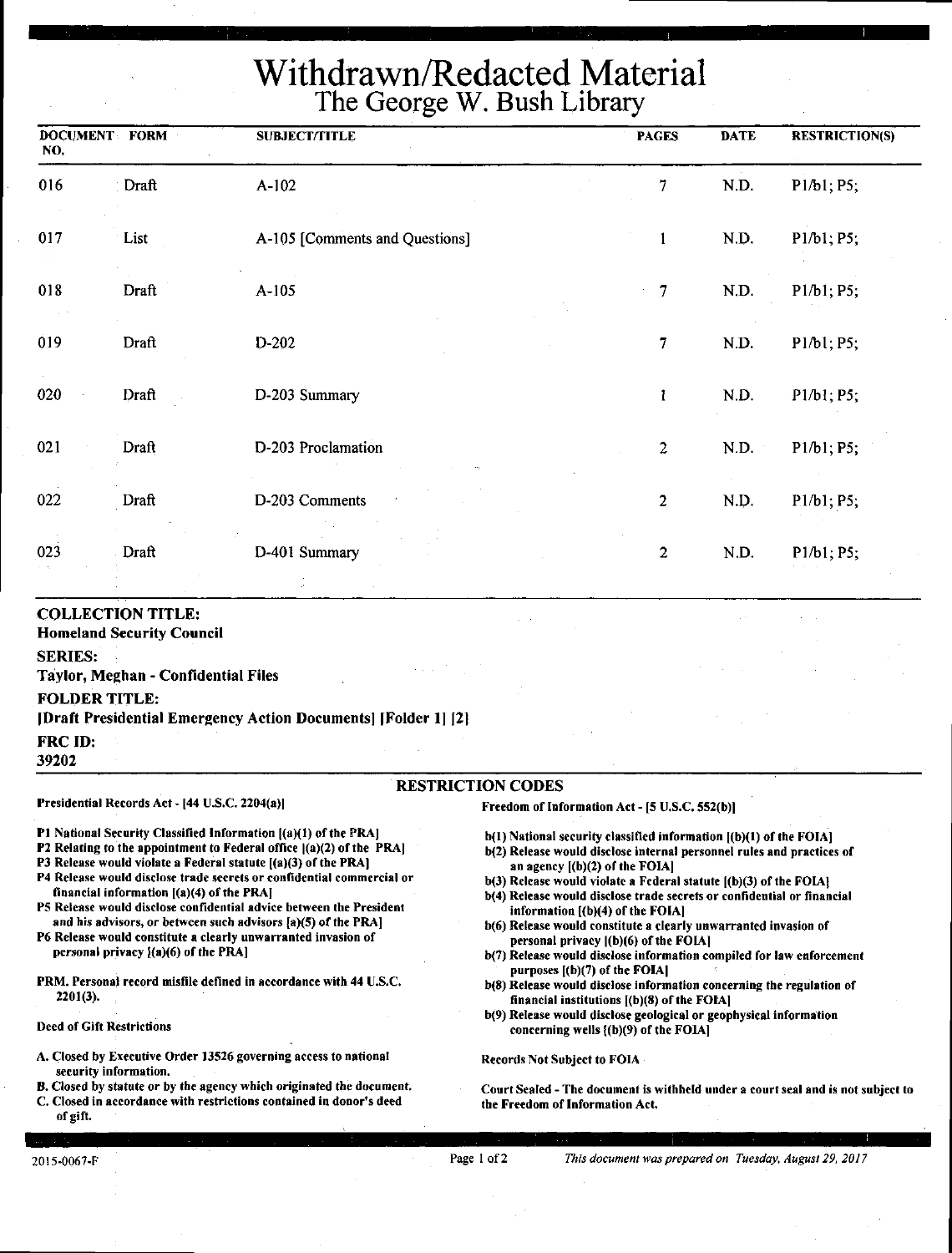# Withdrawn/Redacted Material
## The George W. Bush Library

| DOCUMENT NO. | FORM | SUBJECT/TITLE | PAGES | DATE | RESTRICTION(S) |
|---|---|---|---|---|---|
| 016 | Draft | A-102 | 7 | N.D. | P1/b1; P5; |
| 017 | List | A-105 [Comments and Questions] | 1 | N.D. | P1/b1; P5; |
| 018 | Draft | A-105 | 7 | N.D. | P1/b1; P5; |
| 019 | Draft | D-202 | 7 | N.D. | P1/b1; P5; |
| 020 | Draft | D-203 Summary | 1 | N.D. | P1/b1; P5; |
| 021 | Draft | D-203 Proclamation | 2 | N.D. | P1/b1; P5; |
| 022 | Draft | D-203 Comments | 2 | N.D. | P1/b1; P5; |
| 023 | Draft | D-401 Summary | 2 | N.D. | P1/b1; P5; |

**COLLECTION TITLE:**
**Homeland Security Council**

**SERIES:**
**Taylor, Meghan - Confidential Files**

**FOLDER TITLE:**
**[Draft Presidential Emergency Action Documents] [Folder 1] [2]**

**FRC ID:**
**39202**

### RESTRICTION CODES

**Presidential Records Act - [44 U.S.C. 2204(a)]**

**P1** National Security Classified Information [(a)(1) of the PRA]
**P2** Relating to the appointment to Federal office [(a)(2) of the PRA]
**P3** Release would violate a Federal statute [(a)(3) of the PRA]
**P4** Release would disclose trade secrets or confidential commercial or financial information [(a)(4) of the PRA]
**P5** Release would disclose confidential advice between the President and his advisors, or between such advisors [a)(5) of the PRA]
**P6** Release would constitute a clearly unwarranted invasion of personal privacy [(a)(6) of the PRA]

**PRM.** Personal record misfile defined in accordance with 44 U.S.C. 2201(3).

**Deed of Gift Restrictions**

**A.** Closed by Executive Order 13526 governing access to national security information.
**B.** Closed by statute or by the agency which originated the document.
**C.** Closed in accordance with restrictions contained in donor's deed of gift.

**Freedom of Information Act - [5 U.S.C. 552(b)]**

**b(1)** National security classified information [(b)(1) of the FOIA]
**b(2)** Release would disclose internal personnel rules and practices of an agency [(b)(2) of the FOIA]
**b(3)** Release would violate a Federal statute [(b)(3) of the FOIA]
**b(4)** Release would disclose trade secrets or confidential or financial information [(b)(4) of the FOIA]
**b(6)** Release would constitute a clearly unwarranted invasion of personal privacy [(b)(6) of the FOIA]
**b(7)** Release would disclose information compiled for law enforcement purposes [(b)(7) of the FOIA]
**b(8)** Release would disclose information concerning the regulation of financial institutions [(b)(8) of the FOIA]
**b(9)** Release would disclose geological or geophysical information concerning wells [(b)(9) of the FOIA]

**Records Not Subject to FOIA**

**Court Sealed - The document is withheld under a court seal and is not subject to the Freedom of Information Act.**

2015-0067-F

*This document was prepared on Tuesday, August 29, 2017*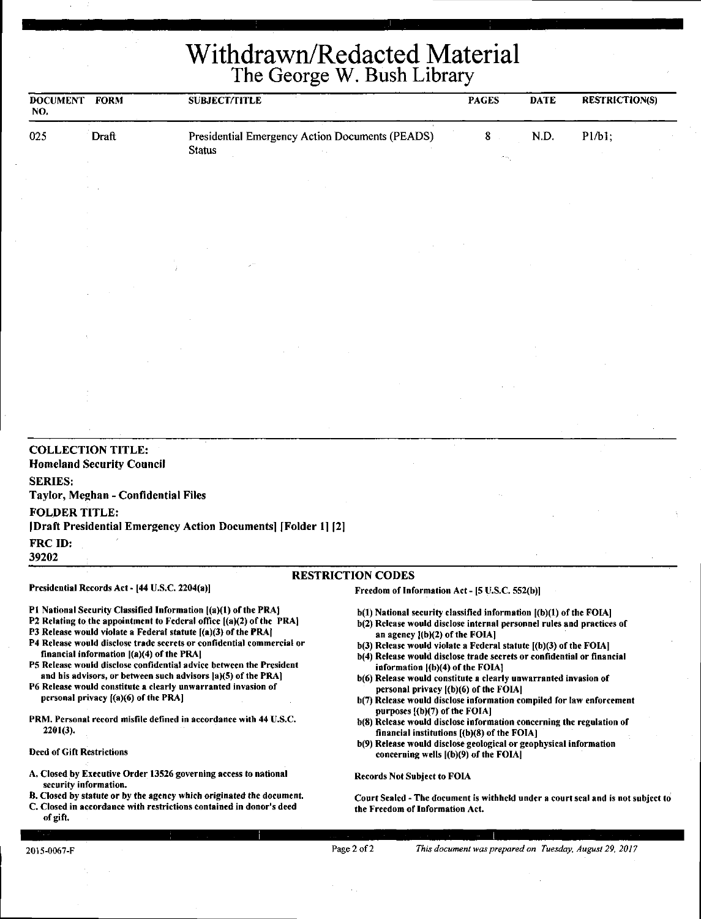# Withdrawn/Redacted Material
## The George W. Bush Library

| DOCUMENT NO. | FORM | SUBJECT/TITLE | PAGES | DATE | RESTRICTION(S) |
|---|---|---|---|---|---|
| 025 | Draft | Presidential Emergency Action Documents (PEADS) Status | 8 | N.D. | P1/b1; |

**COLLECTION TITLE:**
Homeland Security Council

**SERIES:**
Taylor, Meghan - Confidential Files

**FOLDER TITLE:**
[Draft Presidential Emergency Action Documents] [Folder 1] [2]

**FRC ID:**
39202

### RESTRICTION CODES

**Presidential Records Act - [44 U.S.C. 2204(a)]**

- P1 National Security Classified Information [(a)(1) of the PRA]
- P2 Relating to the appointment to Federal office [(a)(2) of the PRA]
- P3 Release would violate a Federal statute [(a)(3) of the PRA]
- P4 Release would disclose trade secrets or confidential commercial or financial information [(a)(4) of the PRA]
- P5 Release would disclose confidential advice between the President and his advisors, or between such advisors [a)(5) of the PRA]
- P6 Release would constitute a clearly unwarranted invasion of personal privacy [(a)(6) of the PRA]

PRM. Personal record misfile defined in accordance with 44 U.S.C. 2201(3).

**Deed of Gift Restrictions**

- A. Closed by Executive Order 13526 governing access to national security information.
- B. Closed by statute or by the agency which originated the document.
- C. Closed in accordance with restrictions contained in donor's deed of gift.

**Freedom of Information Act - [5 U.S.C. 552(b)]**

- b(1) National security classified information [(b)(1) of the FOIA]
- b(2) Release would disclose internal personnel rules and practices of an agency [(b)(2) of the FOIA]
- b(3) Release would violate a Federal statute [(b)(3) of the FOIA]
- b(4) Release would disclose trade secrets or confidential or financial information [(b)(4) of the FOIA]
- b(6) Release would constitute a clearly unwarranted invasion of personal privacy [(b)(6) of the FOIA]
- b(7) Release would disclose information compiled for law enforcement purposes [(b)(7) of the FOIA]
- b(8) Release would disclose information concerning the regulation of financial institutions [(b)(8) of the FOIA]
- b(9) Release would disclose geological or geophysical information concerning wells [(b)(9) of the FOIA]

**Records Not Subject to FOIA**

Court Sealed - The document is withheld under a court seal and is not subject to the Freedom of Information Act.

2015-0067-F

*This document was prepared on Tuesday, August 29, 2017*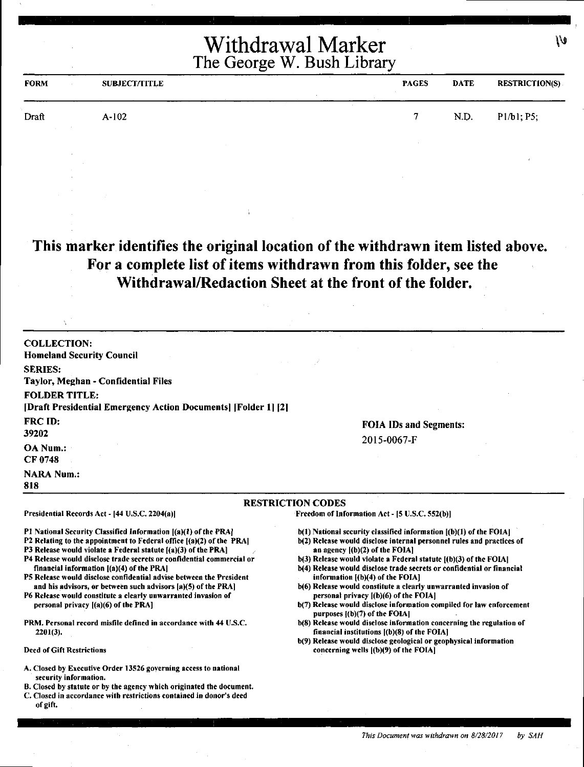# Withdrawal Marker
## The George W. Bush Library

| FORM | SUBJECT/TITLE | PAGES | DATE | RESTRICTION(S) |
|---|---|---|---|---|
| Draft | A-102 | 7 | N.D. | P1/b1; P5; |

**This marker identifies the original location of the withdrawn item listed above. For a complete list of items withdrawn from this folder, see the Withdrawal/Redaction Sheet at the front of the folder.**

**COLLECTION:**
Homeland Security Council

**SERIES:**
Taylor, Meghan - Confidential Files

**FOLDER TITLE:**
[Draft Presidential Emergency Action Documents] [Folder 1] [2]

**FRC ID:**
39202

**OA Num.:**
CF 0748

**NARA Num.:**
818

**FOIA IDs and Segments:**
2015-0067-F

### RESTRICTION CODES

Presidential Records Act - [44 U.S.C. 2204(a)]

- P1 National Security Classified Information [(a)(1) of the PRA]
- P2 Relating to the appointment to Federal office [(a)(2) of the PRA]
- P3 Release would violate a Federal statute [(a)(3) of the PRA]
- P4 Release would disclose trade secrets or confidential commercial or financial information [(a)(4) of the PRA]
- P5 Release would disclose confidential advise between the President and his advisors, or between such advisors [a)(5) of the PRA]
- P6 Release would constitute a clearly unwarranted invasion of personal privacy [(a)(6) of the PRA]

PRM. Personal record misfile defined in accordance with 44 U.S.C. 2201(3).

Deed of Gift Restrictions

- A. Closed by Executive Order 13526 governing access to national security information.
- B. Closed by statute or by the agency which originated the document.
- C. Closed in accordance with restrictions contained in donor's deed of gift.

Freedom of Information Act - [5 U.S.C. 552(b)]

- b(1) National security classified information [(b)(1) of the FOIA]
- b(2) Release would disclose internal personnel rules and practices of an agency [(b)(2) of the FOIA]
- b(3) Release would violate a Federal statute [(b)(3) of the FOIA]
- b(4) Release would disclose trade secrets or confidential or financial information [(b)(4) of the FOIA]
- b(6) Release would constitute a clearly unwarranted invasion of personal privacy [(b)(6) of the FOIA]
- b(7) Release would disclose information compiled for law enforcement purposes [(b)(7) of the FOIA]
- b(8) Release would disclose information concerning the regulation of financial institutions [(b)(8) of the FOIA]
- b(9) Release would disclose geological or geophysical information concerning wells [(b)(9) of the FOIA]

*This Document was withdrawn on 8/28/2017 by SAH*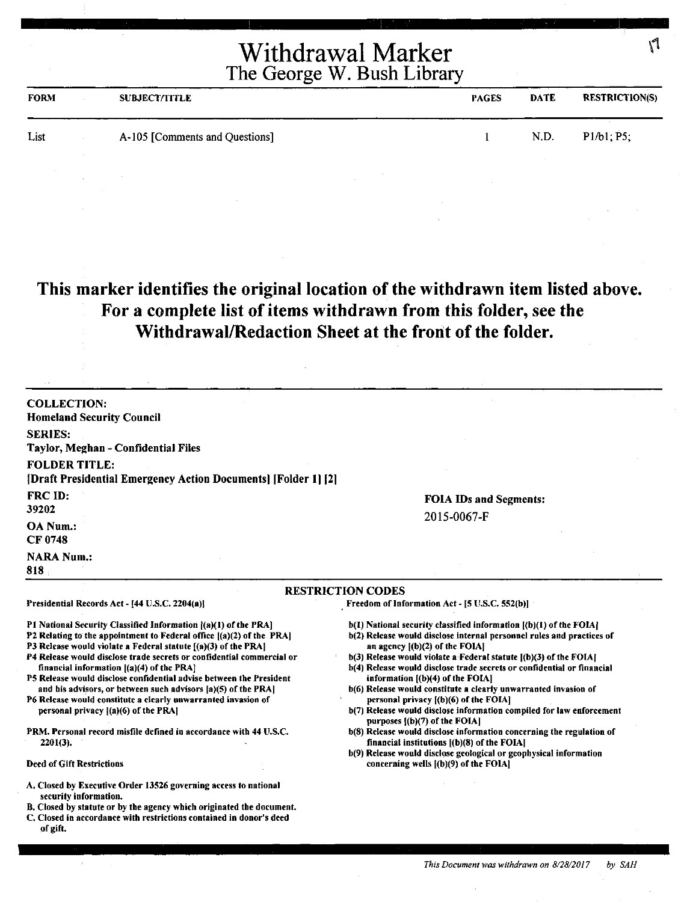# Withdrawal Marker
## The George W. Bush Library

| FORM | SUBJECT/TITLE | PAGES | DATE | RESTRICTION(S) |
|---|---|---|---|---|
| List | A-105 [Comments and Questions] | 1 | N.D. | P1/b1; P5; |

**This marker identifies the original location of the withdrawn item listed above. For a complete list of items withdrawn from this folder, see the Withdrawal/Redaction Sheet at the front of the folder.**

**COLLECTION:**
Homeland Security Council

**SERIES:**
Taylor, Meghan - Confidential Files

**FOLDER TITLE:**
[Draft Presidential Emergency Action Documents] [Folder 1] [2]

**FRC ID:**
39202

**OA Num.:**
CF 0748

**NARA Num.:**
818

**FOIA IDs and Segments:**
2015-0067-F

### RESTRICTION CODES

Presidential Records Act - [44 U.S.C. 2204(a)]

- P1 National Security Classified Information [(a)(1) of the PRA]
- P2 Relating to the appointment to Federal office [(a)(2) of the PRA]
- P3 Release would violate a Federal statute [(a)(3) of the PRA]
- P4 Release would disclose trade secrets or confidential commercial or financial information [(a)(4) of the PRA]
- P5 Release would disclose confidential advise between the President and his advisors, or between such advisors [a)(5) of the PRA]
- P6 Release would constitute a clearly unwarranted invasion of personal privacy [(a)(6) of the PRA]

PRM. Personal record misfile defined in accordance with 44 U.S.C. 2201(3).

Deed of Gift Restrictions

- A. Closed by Executive Order 13526 governing access to national security information.
- B. Closed by statute or by the agency which originated the document.
- C. Closed in accordance with restrictions contained in donor's deed of gift.

Freedom of Information Act - [5 U.S.C. 552(b)]

- b(1) National security classified information [(b)(1) of the FOIA]
- b(2) Release would disclose internal personnel rules and practices of an agency [(b)(2) of the FOIA]
- b(3) Release would violate a Federal statute [(b)(3) of the FOIA]
- b(4) Release would disclose trade secrets or confidential or financial information [(b)(4) of the FOIA]
- b(6) Release would constitute a clearly unwarranted invasion of personal privacy [(b)(6) of the FOIA]
- b(7) Release would disclose information compiled for law enforcement purposes [(b)(7) of the FOIA]
- b(8) Release would disclose information concerning the regulation of financial institutions [(b)(8) of the FOIA]
- b(9) Release would disclose geological or geophysical information concerning wells [(b)(9) of the FOIA]

*This Document was withdrawn on 8/28/2017 by SAH*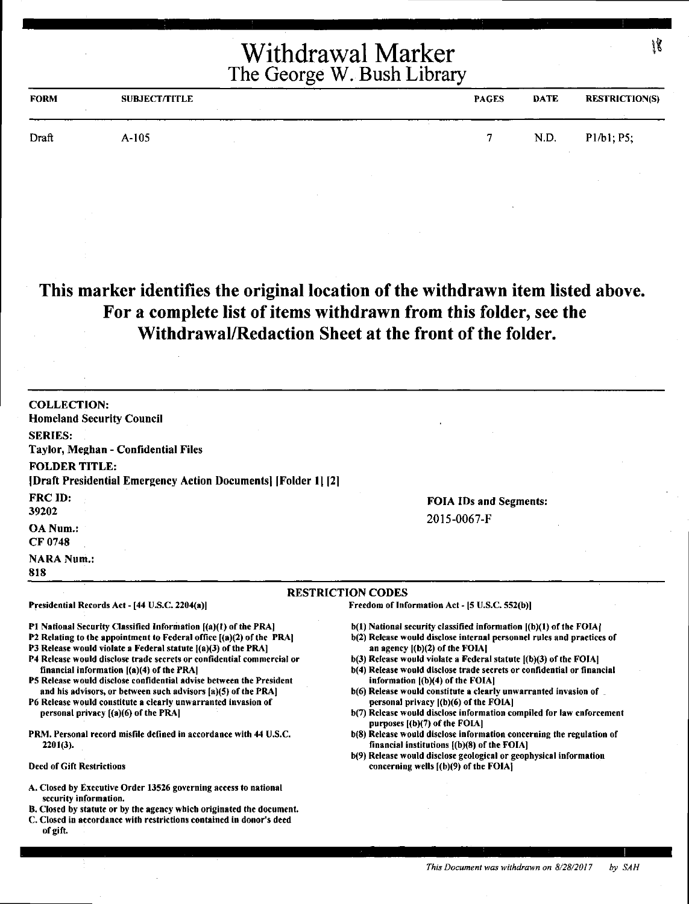# Withdrawal Marker

## The George W. Bush Library

| FORM | SUBJECT/TITLE | PAGES | DATE | RESTRICTION(S) |
| --- | --- | --- | --- | --- |
| Draft | A-105 | 7 | N.D. | P1/b1; P5; |

## This marker identifies the original location of the withdrawn item listed above. For a complete list of items withdrawn from this folder, see the Withdrawal/Redaction Sheet at the front of the folder.

**COLLECTION:**
Homeland Security Council

**SERIES:**
Taylor, Meghan - Confidential Files

**FOLDER TITLE:**
[Draft Presidential Emergency Action Documents] [Folder 1] [2]

**FRC ID:**
39202

**OA Num.:**
CF 0748

**NARA Num.:**
818

**FOIA IDs and Segments:**
2015-0067-F

### RESTRICTION CODES

**Presidential Records Act - [44 U.S.C. 2204(a)]**

P1 National Security Classified Information [(a)(1) of the PRA]
P2 Relating to the appointment to Federal office [(a)(2) of the PRA]
P3 Release would violate a Federal statute [(a)(3) of the PRA]
P4 Release would disclose trade secrets or confidential commercial or financial information [(a)(4) of the PRA]
P5 Release would disclose confidential advise between the President and his advisors, or between such advisors [a)(5) of the PRA]
P6 Release would constitute a clearly unwarranted invasion of personal privacy [(a)(6) of the PRA]

PRM. Personal record misfile defined in accordance with 44 U.S.C. 2201(3).

Deed of Gift Restrictions

A. Closed by Executive Order 13526 governing access to national security information.
B. Closed by statute or by the agency which originated the document.
C. Closed in accordance with restrictions contained in donor's deed of gift.

**Freedom of Information Act - [5 U.S.C. 552(b)]**

b(1) National security classified information [(b)(1) of the FOIA]
b(2) Release would disclose internal personnel rules and practices of an agency [(b)(2) of the FOIA]
b(3) Release would violate a Federal statute [(b)(3) of the FOIA]
b(4) Release would disclose trade secrets or confidential or financial information [(b)(4) of the FOIA]
b(6) Release would constitute a clearly unwarranted invasion of personal privacy [(b)(6) of the FOIA]
b(7) Release would disclose information compiled for law enforcement purposes [(b)(7) of the FOIA]
b(8) Release would disclose information concerning the regulation of financial institutions [(b)(8) of the FOIA]
b(9) Release would disclose geological or geophysical information concerning wells [(b)(9) of the FOIA]

*This Document was withdrawn on 8/28/2017 by SAH*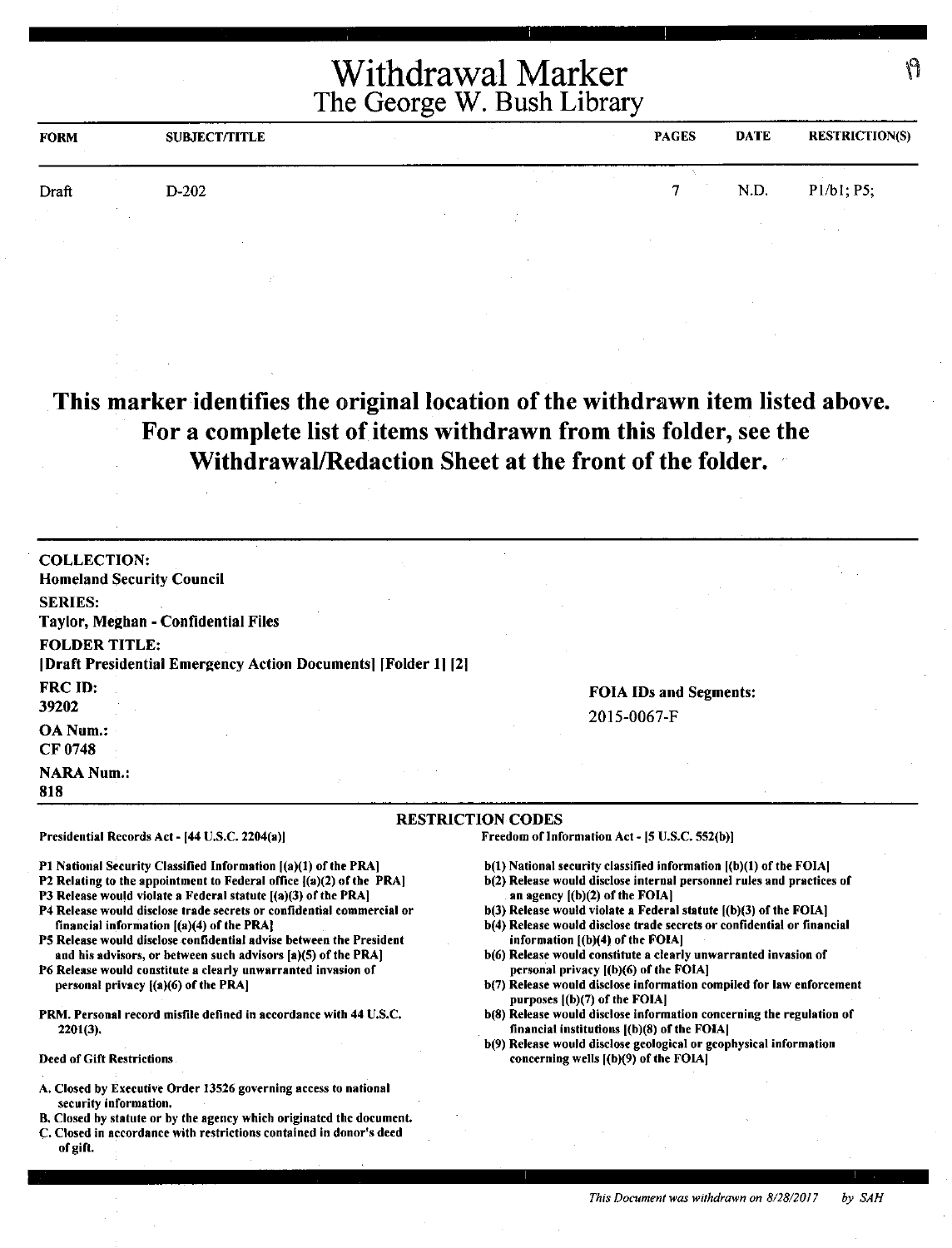# Withdrawal Marker
## The George W. Bush Library

| FORM | SUBJECT/TITLE | PAGES | DATE | RESTRICTION(S) |
|---|---|---|---|---|
| Draft | D-202 | 7 | N.D. | P1/b1; P5; |

**This marker identifies the original location of the withdrawn item listed above. For a complete list of items withdrawn from this folder, see the Withdrawal/Redaction Sheet at the front of the folder.**

**COLLECTION:**
Homeland Security Council

**SERIES:**
Taylor, Meghan - Confidential Files

**FOLDER TITLE:**
[Draft Presidential Emergency Action Documents] [Folder 1] [2]

**FRC ID:**
39202

**OA Num.:**
CF 0748

**NARA Num.:**
818

**FOIA IDs and Segments:**
2015-0067-F

### RESTRICTION CODES

Presidential Records Act - [44 U.S.C. 2204(a)]

P1 National Security Classified Information [(a)(1) of the PRA]
P2 Relating to the appointment to Federal office [(a)(2) of the PRA]
P3 Release would violate a Federal statute [(a)(3) of the PRA]
P4 Release would disclose trade secrets or confidential commercial or financial information [(a)(4) of the PRA]
P5 Release would disclose confidential advise between the President and his advisors, or between such advisors [a)(5) of the PRA]
P6 Release would constitute a clearly unwarranted invasion of personal privacy [(a)(6) of the PRA]

PRM. Personal record misfile defined in accordance with 44 U.S.C. 2201(3).

Deed of Gift Restrictions

A. Closed by Executive Order 13526 governing access to national security information.
B. Closed by statute or by the agency which originated the document.
C. Closed in accordance with restrictions contained in donor's deed of gift.

Freedom of Information Act - [5 U.S.C. 552(b)]

b(1) National security classified information [(b)(1) of the FOIA]
b(2) Release would disclose internal personnel rules and practices of an agency [(b)(2) of the FOIA]
b(3) Release would violate a Federal statute [(b)(3) of the FOIA]
b(4) Release would disclose trade secrets or confidential or financial information [(b)(4) of the FOIA]
b(6) Release would constitute a clearly unwarranted invasion of personal privacy [(b)(6) of the FOIA]
b(7) Release would disclose information compiled for law enforcement purposes [(b)(7) of the FOIA]
b(8) Release would disclose information concerning the regulation of financial institutions [(b)(8) of the FOIA]
b(9) Release would disclose geological or geophysical information concerning wells [(b)(9) of the FOIA]

*This Document was withdrawn on 8/28/2017 by SAH*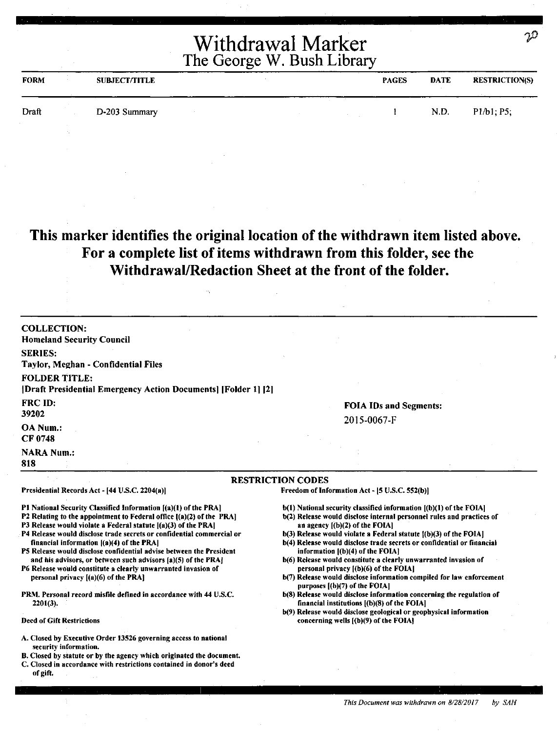# Withdrawal Marker
## The George W. Bush Library

| FORM | SUBJECT/TITLE | PAGES | DATE | RESTRICTION(S) |
|---|---|---|---|---|
| Draft | D-203 Summary | 1 | N.D. | P1/b1; P5; |

**This marker identifies the original location of the withdrawn item listed above. For a complete list of items withdrawn from this folder, see the Withdrawal/Redaction Sheet at the front of the folder.**

**COLLECTION:**
Homeland Security Council

**SERIES:**
Taylor, Meghan - Confidential Files

**FOLDER TITLE:**
[Draft Presidential Emergency Action Documents] [Folder 1] [2]

**FRC ID:**
39202

**OA Num.:**
CF 0748

**NARA Num.:**
818

**FOIA IDs and Segments:**
2015-0067-F

**RESTRICTION CODES**

Presidential Records Act - [44 U.S.C. 2204(a)]

P1 National Security Classified Information [(a)(1) of the PRA]
P2 Relating to the appointment to Federal office [(a)(2) of the PRA]
P3 Release would violate a Federal statute [(a)(3) of the PRA]
P4 Release would disclose trade secrets or confidential commercial or financial information [(a)(4) of the PRA]
P5 Release would disclose confidential advise between the President and his advisors, or between such advisors [a)(5) of the PRA]
P6 Release would constitute a clearly unwarranted invasion of personal privacy [(a)(6) of the PRA]

PRM. Personal record misfile defined in accordance with 44 U.S.C. 2201(3).

Deed of Gift Restrictions

A. Closed by Executive Order 13526 governing access to national security information.
B. Closed by statute or by the agency which originated the document.
C. Closed in accordance with restrictions contained in donor's deed of gift.

Freedom of Information Act - [5 U.S.C. 552(b)]

b(1) National security classified information [(b)(1) of the FOIA]
b(2) Release would disclose internal personnel rules and practices of an agency [(b)(2) of the FOIA]
b(3) Release would violate a Federal statute [(b)(3) of the FOIA]
b(4) Release would disclose trade secrets or confidential or financial information [(b)(4) of the FOIA]
b(6) Release would constitute a clearly unwarranted invasion of personal privacy [(b)(6) of the FOIA]
b(7) Release would disclose information compiled for law enforcement purposes [(b)(7) of the FOIA]
b(8) Release would disclose information concerning the regulation of financial institutions [(b)(8) of the FOIA]
b(9) Release would disclose geological or geophysical information concerning wells [(b)(9) of the FOIA]

*This Document was withdrawn on 8/28/2017 by SAH*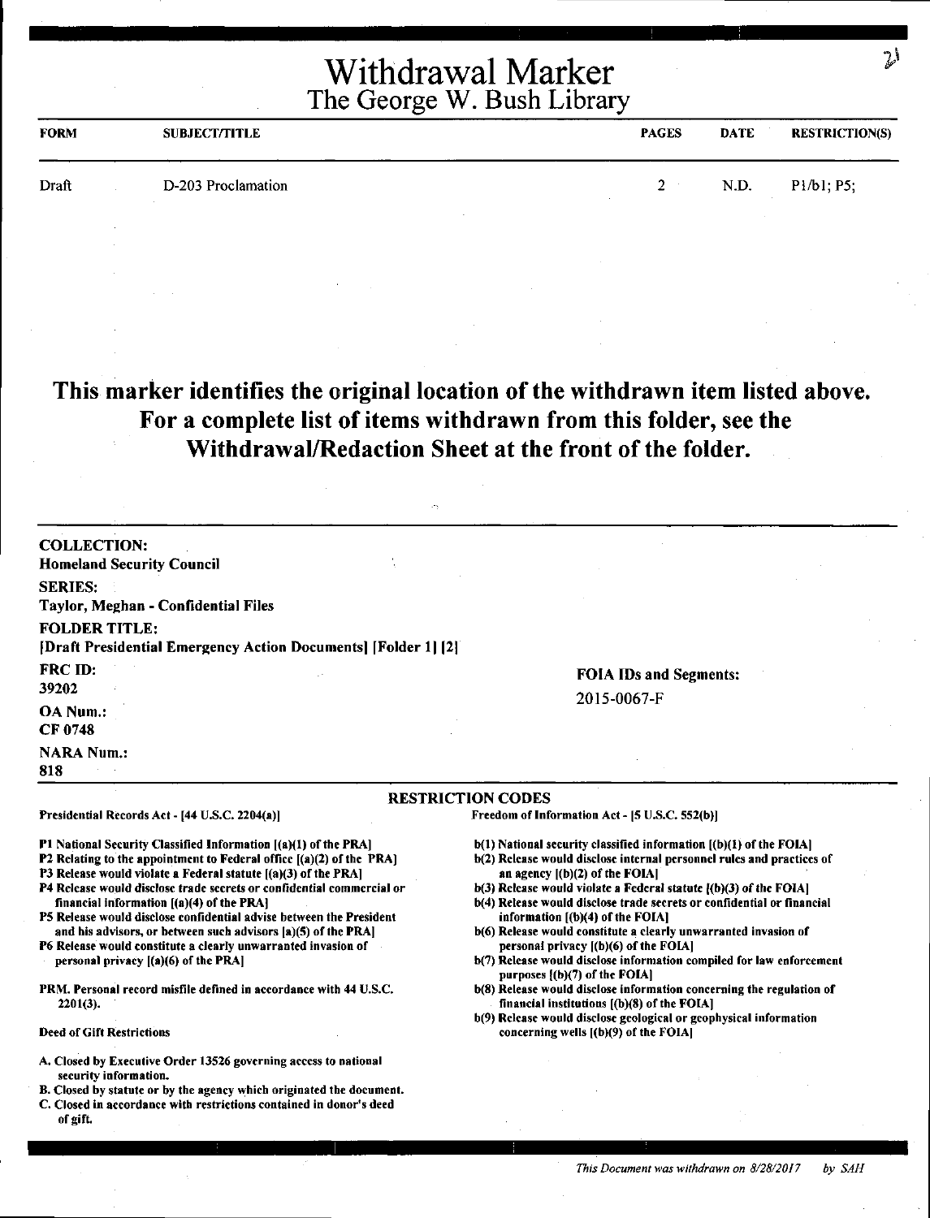# Withdrawal Marker
## The George W. Bush Library

| FORM | SUBJECT/TITLE | PAGES | DATE | RESTRICTION(S) |
|---|---|---|---|---|
| Draft | D-203 Proclamation | 2 | N.D. | P1/b1; P5; |

**This marker identifies the original location of the withdrawn item listed above. For a complete list of items withdrawn from this folder, see the Withdrawal/Redaction Sheet at the front of the folder.**

**COLLECTION:**
Homeland Security Council

**SERIES:**
Taylor, Meghan - Confidential Files

**FOLDER TITLE:**
[Draft Presidential Emergency Action Documents] [Folder 1] [2]

**FRC ID:**
39202

**OA Num.:**
CF 0748

**NARA Num.:**
818

**FOIA IDs and Segments:**
2015-0067-F

### RESTRICTION CODES

**Presidential Records Act - [44 U.S.C. 2204(a)]**

- P1 National Security Classified Information [(a)(1) of the PRA]
- P2 Relating to the appointment to Federal office [(a)(2) of the PRA]
- P3 Release would violate a Federal statute [(a)(3) of the PRA]
- P4 Release would disclose trade secrets or confidential commercial or financial information [(a)(4) of the PRA]
- P5 Release would disclose confidential advise between the President and his advisors, or between such advisors [a)(5) of the PRA]
- P6 Release would constitute a clearly unwarranted invasion of personal privacy [(a)(6) of the PRA]

PRM. Personal record misfile defined in accordance with 44 U.S.C. 2201(3).

**Deed of Gift Restrictions**

- A. Closed by Executive Order 13526 governing access to national security information.
- B. Closed by statute or by the agency which originated the document.
- C. Closed in accordance with restrictions contained in donor's deed of gift.

**Freedom of Information Act - [5 U.S.C. 552(b)]**

- b(1) National security classified information [(b)(1) of the FOIA]
- b(2) Release would disclose internal personnel rules and practices of an agency [(b)(2) of the FOIA]
- b(3) Release would violate a Federal statute [(b)(3) of the FOIA]
- b(4) Release would disclose trade secrets or confidential or financial information [(b)(4) of the FOIA]
- b(6) Release would constitute a clearly unwarranted invasion of personal privacy [(b)(6) of the FOIA]
- b(7) Release would disclose information compiled for law enforcement purposes [(b)(7) of the FOIA]
- b(8) Release would disclose information concerning the regulation of financial institutions [(b)(8) of the FOIA]
- b(9) Release would disclose geological or geophysical information concerning wells [(b)(9) of the FOIA]

*This Document was withdrawn on 8/28/2017 by SAH*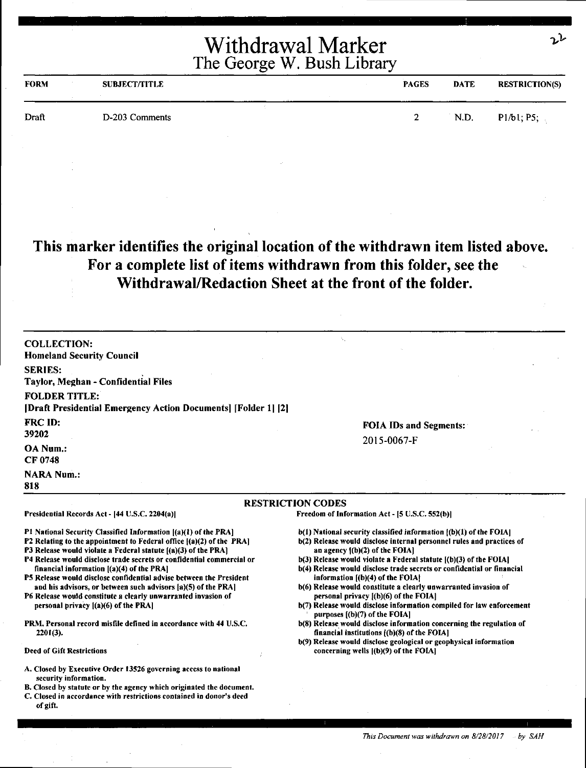# Withdrawal Marker

## The George W. Bush Library

| FORM | SUBJECT/TITLE | PAGES | DATE | RESTRICTION(S) |
|---|---|---|---|---|
| Draft | D-203 Comments | 2 | N.D. | P1/b1; P5; |

**This marker identifies the original location of the withdrawn item listed above. For a complete list of items withdrawn from this folder, see the Withdrawal/Redaction Sheet at the front of the folder.**

**COLLECTION:**
Homeland Security Council

**SERIES:**
Taylor, Meghan - Confidential Files

**FOLDER TITLE:**
[Draft Presidential Emergency Action Documents] [Folder 1] [2]

**FRC ID:**
39202

**OA Num.:**
CF 0748

**NARA Num.:**
818

**FOIA IDs and Segments:**
2015-0067-F

### RESTRICTION CODES

**Presidential Records Act - [44 U.S.C. 2204(a)]**

- P1 National Security Classified Information [(a)(1) of the PRA]
- P2 Relating to the appointment to Federal office [(a)(2) of the PRA]
- P3 Release would violate a Federal statute [(a)(3) of the PRA]
- P4 Release would disclose trade secrets or confidential commercial or financial information [(a)(4) of the PRA]
- P5 Release would disclose confidential advise between the President and his advisors, or between such advisors [a)(5) of the PRA]
- P6 Release would constitute a clearly unwarranted invasion of personal privacy [(a)(6) of the PRA]

PRM. Personal record misfile defined in accordance with 44 U.S.C. 2201(3).

**Deed of Gift Restrictions**

- A. Closed by Executive Order 13526 governing access to national security information.
- B. Closed by statute or by the agency which originated the document.
- C. Closed in accordance with restrictions contained in donor's deed of gift.

**Freedom of Information Act - [5 U.S.C. 552(b)]**

- b(1) National security classified information [(b)(1) of the FOIA]
- b(2) Release would disclose internal personnel rules and practices of an agency [(b)(2) of the FOIA]
- b(3) Release would violate a Federal statute [(b)(3) of the FOIA]
- b(4) Release would disclose trade secrets or confidential or financial information [(b)(4) of the FOIA]
- b(6) Release would constitute a clearly unwarranted invasion of personal privacy [(b)(6) of the FOIA]
- b(7) Release would disclose information compiled for law enforcement purposes [(b)(7) of the FOIA]
- b(8) Release would disclose information concerning the regulation of financial institutions [(b)(8) of the FOIA]
- b(9) Release would disclose geological or geophysical information concerning wells [(b)(9) of the FOIA]

*This Document was withdrawn on 8/28/2017 by SAH*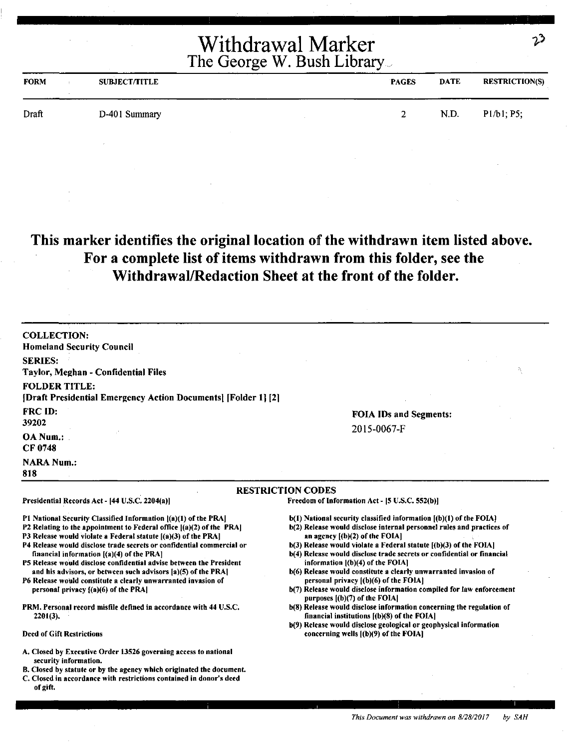# Withdrawal Marker
## The George W. Bush Library

23

| FORM | SUBJECT/TITLE | PAGES | DATE | RESTRICTION(S) |
|---|---|---|---|---|
| Draft | D-401 Summary | 2 | N.D. | P1/b1; P5; |

**This marker identifies the original location of the withdrawn item listed above. For a complete list of items withdrawn from this folder, see the Withdrawal/Redaction Sheet at the front of the folder.**

**COLLECTION:**
Homeland Security Council

**SERIES:**
Taylor, Meghan - Confidential Files

**FOLDER TITLE:**
[Draft Presidential Emergency Action Documents] [Folder 1] [2]

**FRC ID:**
39202

**OA Num.:**
CF 0748

**NARA Num.:**
818

**FOIA IDs and Segments:**
2015-0067-F

**RESTRICTION CODES**

**Presidential Records Act - [44 U.S.C. 2204(a)]**

- P1 National Security Classified Information [(a)(1) of the PRA]
- P2 Relating to the appointment to Federal office [(a)(2) of the PRA]
- P3 Release would violate a Federal statute [(a)(3) of the PRA]
- P4 Release would disclose trade secrets or confidential commercial or financial information [(a)(4) of the PRA]
- P5 Release would disclose confidential advise between the President and his advisors, or between such advisors [a)(5) of the PRA]
- P6 Release would constitute a clearly unwarranted invasion of personal privacy [(a)(6) of the PRA]

PRM. Personal record misfile defined in accordance with 44 U.S.C. 2201(3).

**Deed of Gift Restrictions**

- A. Closed by Executive Order 13526 governing access to national security information.
- B. Closed by statute or by the agency which originated the document.
- C. Closed in accordance with restrictions contained in donor's deed of gift.

**Freedom of Information Act - [5 U.S.C. 552(b)]**

- b(1) National security classified information [(b)(1) of the FOIA]
- b(2) Release would disclose internal personnel rules and practices of an agency [(b)(2) of the FOIA]
- b(3) Release would violate a Federal statute [(b)(3) of the FOIA]
- b(4) Release would disclose trade secrets or confidential or financial information [(b)(4) of the FOIA]
- b(6) Release would constitute a clearly unwarranted invasion of personal privacy [(b)(6) of the FOIA]
- b(7) Release would disclose information compiled for law enforcement purposes [(b)(7) of the FOIA]
- b(8) Release would disclose information concerning the regulation of financial institutions [(b)(8) of the FOIA]
- b(9) Release would disclose geological or geophysical information concerning wells [(b)(9) of the FOIA]

*This Document was withdrawn on 8/28/2017 by SAH*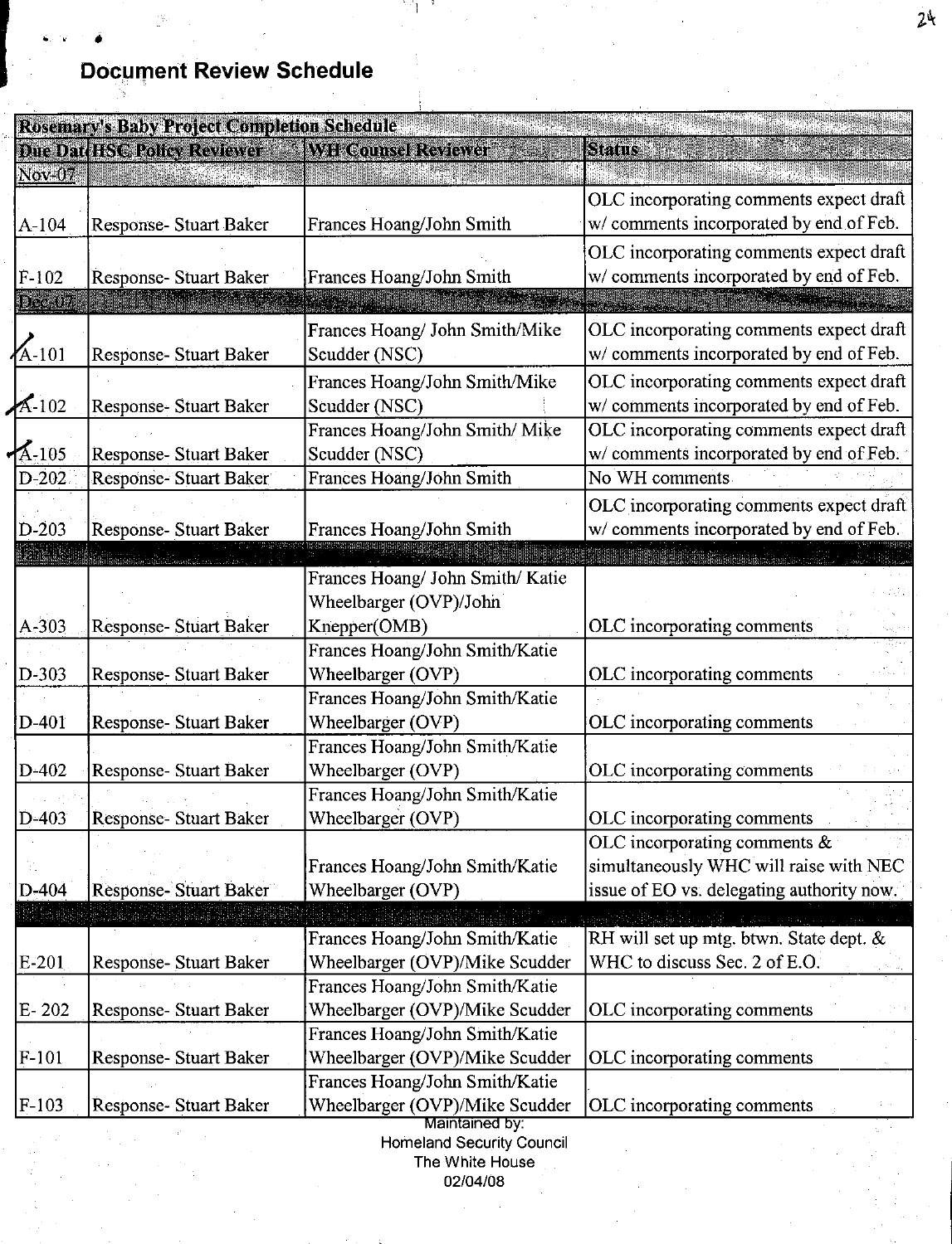# Document Review Schedule

| Rosemary's Baby Project Completion Schedule | | | |
|---|---|---|---|
| Due Dat | HSC Policy Reviewer | WH Counsel Reviewer | Status |
| Nov-07 | | | |
| A-104 | Response- Stuart Baker | Frances Hoang/John Smith | OLC incorporating comments expect draft w/ comments incorporated by end of Feb. |
| F-102 | Response- Stuart Baker | Frances Hoang/John Smith | OLC incorporating comments expect draft w/ comments incorporated by end of Feb. |
| Dec-07 | | | |
| A-101 | Response- Stuart Baker | Frances Hoang/ John Smith/Mike Scudder (NSC) | OLC incorporating comments expect draft w/ comments incorporated by end of Feb. |
| A-102 | Response- Stuart Baker | Frances Hoang/John Smith/Mike Scudder (NSC) | OLC incorporating comments expect draft w/ comments incorporated by end of Feb. |
| A-105 | Response- Stuart Baker | Frances Hoang/John Smith/ Mike Scudder (NSC) | OLC incorporating comments expect draft w/ comments incorporated by end of Feb. |
| D-202 | Response- Stuart Baker | Frances Hoang/John Smith | No WH comments |
| D-203 | Response- Stuart Baker | Frances Hoang/John Smith | OLC incorporating comments expect draft w/ comments incorporated by end of Feb. |
| | | | |
| A-303 | Response- Stuart Baker | Frances Hoang/ John Smith/ Katie Wheelbarger (OVP)/John Knepper(OMB) | OLC incorporating comments |
| D-303 | Response- Stuart Baker | Frances Hoang/John Smith/Katie Wheelbarger (OVP) | OLC incorporating comments |
| D-401 | Response- Stuart Baker | Frances Hoang/John Smith/Katie Wheelbarger (OVP) | OLC incorporating comments |
| D-402 | Response- Stuart Baker | Frances Hoang/John Smith/Katie Wheelbarger (OVP) | OLC incorporating comments |
| D-403 | Response- Stuart Baker | Frances Hoang/John Smith/Katie Wheelbarger (OVP) | OLC incorporating comments |
| D-404 | Response- Stuart Baker | Frances Hoang/John Smith/Katie Wheelbarger (OVP) | OLC incorporating comments & simultaneously WHC will raise with NEC issue of EO vs. delegating authority now. |
| | | | |
| E-201 | Response- Stuart Baker | Frances Hoang/John Smith/Katie Wheelbarger (OVP)/Mike Scudder | RH will set up mtg. btwn. State dept. & WHC to discuss Sec. 2 of E.O. |
| E- 202 | Response- Stuart Baker | Frances Hoang/John Smith/Katie Wheelbarger (OVP)/Mike Scudder | OLC incorporating comments |
| F-101 | Response- Stuart Baker | Frances Hoang/John Smith/Katie Wheelbarger (OVP)/Mike Scudder | OLC incorporating comments |
| F-103 | Response- Stuart Baker | Frances Hoang/John Smith/Katie Wheelbarger (OVP)/Mike Scudder | OLC incorporating comments |

Maintained by:
Homeland Security Council
The White House
02/04/08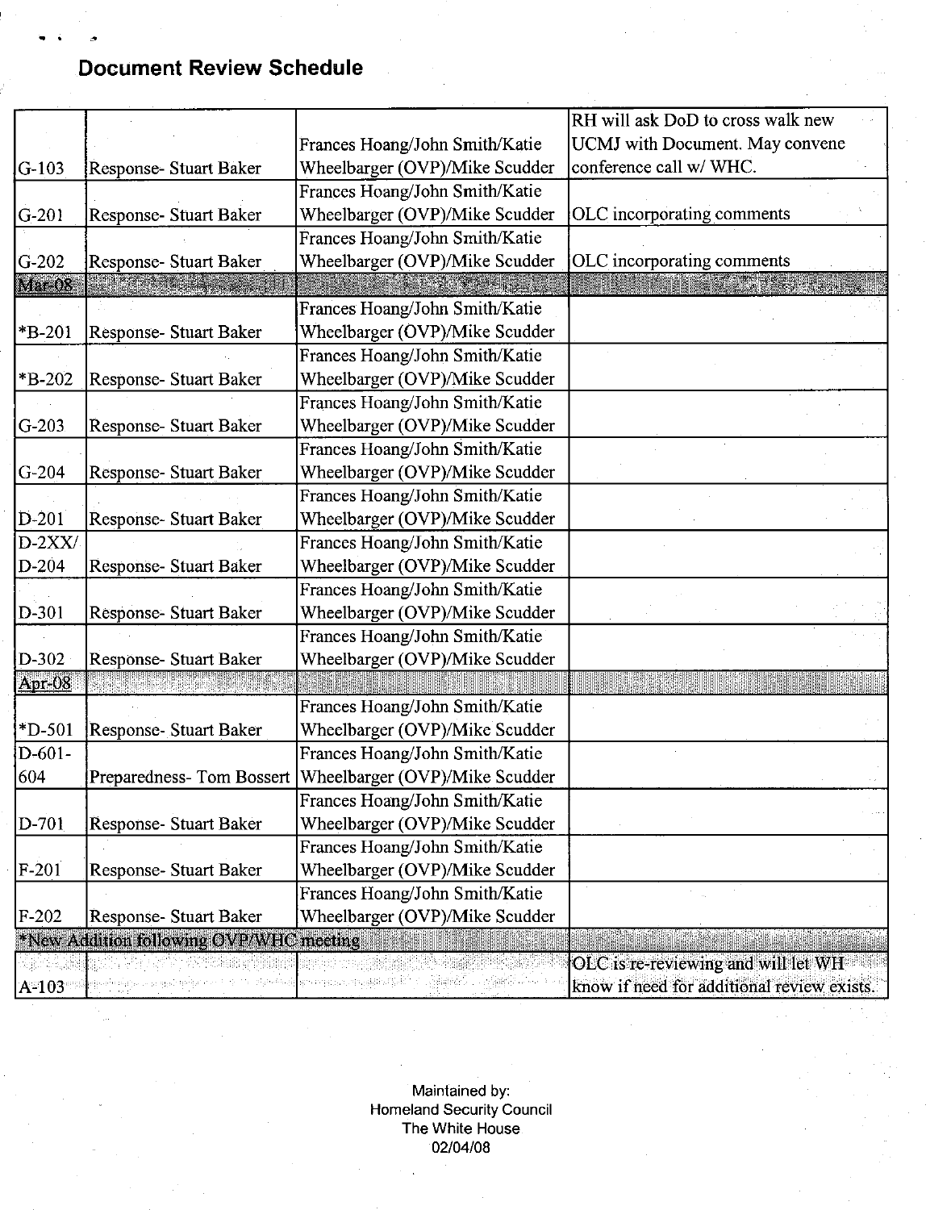## Document Review Schedule

| | | | |
|---|---|---|---|
| G-103 | Response- Stuart Baker | Frances Hoang/John Smith/Katie Wheelbarger (OVP)/Mike Scudder | RH will ask DoD to cross walk new UCMJ with Document. May convene conference call w/ WHC. |
| G-201 | Response- Stuart Baker | Frances Hoang/John Smith/Katie Wheelbarger (OVP)/Mike Scudder | OLC incorporating comments |
| G-202 | Response- Stuart Baker | Frances Hoang/John Smith/Katie Wheelbarger (OVP)/Mike Scudder | OLC incorporating comments |
| **Mar-08** | | | |
| *B-201 | Response- Stuart Baker | Frances Hoang/John Smith/Katie Wheelbarger (OVP)/Mike Scudder | |
| *B-202 | Response- Stuart Baker | Frances Hoang/John Smith/Katie Wheelbarger (OVP)/Mike Scudder | |
| G-203 | Response- Stuart Baker | Frances Hoang/John Smith/Katie Wheelbarger (OVP)/Mike Scudder | |
| G-204 | Response- Stuart Baker | Frances Hoang/John Smith/Katie Wheelbarger (OVP)/Mike Scudder | |
| D-201 | Response- Stuart Baker | Frances Hoang/John Smith/Katie Wheelbarger (OVP)/Mike Scudder | |
| D-2XX/ D-204 | Response- Stuart Baker | Frances Hoang/John Smith/Katie Wheelbarger (OVP)/Mike Scudder | |
| D-301 | Response- Stuart Baker | Frances Hoang/John Smith/Katie Wheelbarger (OVP)/Mike Scudder | |
| D-302 | Response- Stuart Baker | Frances Hoang/John Smith/Katie Wheelbarger (OVP)/Mike Scudder | |
| **Apr-08** | | | |
| *D-501 | Response- Stuart Baker | Frances Hoang/John Smith/Katie Wheelbarger (OVP)/Mike Scudder | |
| D-601-604 | Preparedness- Tom Bossert | Frances Hoang/John Smith/Katie Wheelbarger (OVP)/Mike Scudder | |
| D-701 | Response- Stuart Baker | Frances Hoang/John Smith/Katie Wheelbarger (OVP)/Mike Scudder | |
| F-201 | Response- Stuart Baker | Frances Hoang/John Smith/Katie Wheelbarger (OVP)/Mike Scudder | |
| F-202 | Response- Stuart Baker | Frances Hoang/John Smith/Katie Wheelbarger (OVP)/Mike Scudder | |
| ***New Addition following OVP/WHC meeting** | | | |
| A-103 | | | OLC is re-reviewing and will let WH know if need for additional review exists. |

Maintained by:
Homeland Security Council
The White House
02/04/08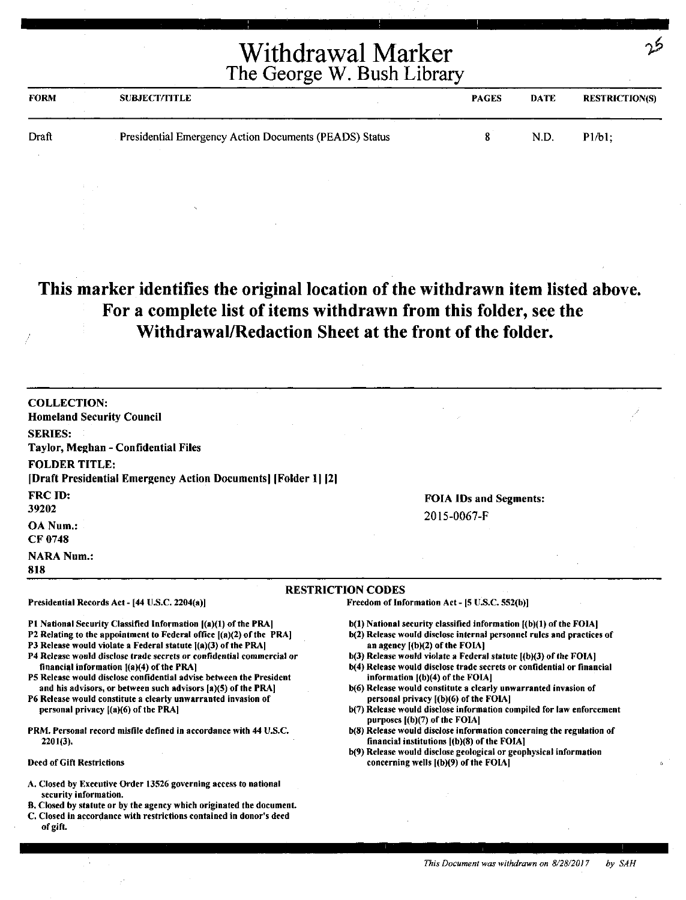# Withdrawal Marker
## The George W. Bush Library

25

| FORM | SUBJECT/TITLE | PAGES | DATE | RESTRICTION(S) |
|---|---|---|---|---|
| Draft | Presidential Emergency Action Documents (PEADS) Status | 8 | N.D. | P1/b1; |

**This marker identifies the original location of the withdrawn item listed above. For a complete list of items withdrawn from this folder, see the Withdrawal/Redaction Sheet at the front of the folder.**

**COLLECTION:**
**Homeland Security Council**

**SERIES:**
**Taylor, Meghan - Confidential Files**

**FOLDER TITLE:**
**[Draft Presidential Emergency Action Documents] [Folder 1] [2]**

**FRC ID:**
**39202**

**OA Num.:**
**CF 0748**

**NARA Num.:**
**818**

**FOIA IDs and Segments:**
2015-0067-F

### RESTRICTION CODES

**Presidential Records Act - [44 U.S.C. 2204(a)]**

- P1 National Security Classified Information [(a)(1) of the PRA]
- P2 Relating to the appointment to Federal office [(a)(2) of the PRA]
- P3 Release would violate a Federal statute [(a)(3) of the PRA]
- P4 Release would disclose trade secrets or confidential commercial or financial information [(a)(4) of the PRA]
- P5 Release would disclose confidential advise between the President and his advisors, or between such advisors [a)(5) of the PRA]
- P6 Release would constitute a clearly unwarranted invasion of personal privacy [(a)(6) of the PRA]

PRM. Personal record misfile defined in accordance with 44 U.S.C. 2201(3).

Deed of Gift Restrictions

- A. Closed by Executive Order 13526 governing access to national security information.
- B. Closed by statute or by the agency which originated the document.
- C. Closed in accordance with restrictions contained in donor's deed of gift.

**Freedom of Information Act - [5 U.S.C. 552(b)]**

- b(1) National security classified information [(b)(1) of the FOIA]
- b(2) Release would disclose internal personnel rules and practices of an agency [(b)(2) of the FOIA]
- b(3) Release would violate a Federal statute [(b)(3) of the FOIA]
- b(4) Release would disclose trade secrets or confidential or financial information [(b)(4) of the FOIA]
- b(6) Release would constitute a clearly unwarranted invasion of personal privacy [(b)(6) of the FOIA]
- b(7) Release would disclose information compiled for law enforcement purposes [(b)(7) of the FOIA]
- b(8) Release would disclose information concerning the regulation of financial institutions [(b)(8) of the FOIA]
- b(9) Release would disclose geological or geophysical information concerning wells [(b)(9) of the FOIA]

*This Document was withdrawn on 8/28/2017 by SAH*